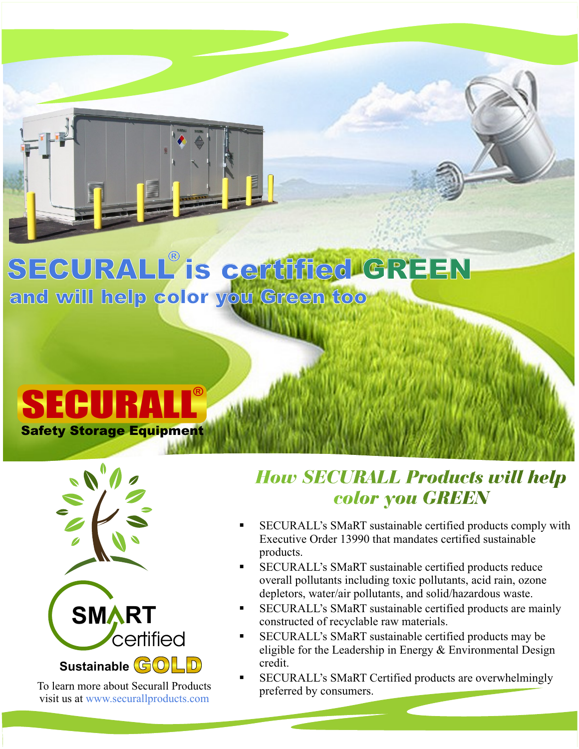# SECURALL® is certified GREEN

## and will help color you Green too

**SECURALL®**

**Safety Storage Equipment**

SMART certified

Sustainable GOLD

To learn more about Securall Products visit us at www.securallproducts.com

## *How SECURALL Products will help color you GREEN*

- SECURALL's SMaRT sustainable certified products comply with Executive Order 13990 that mandates certified sustainable products.
- SECURALL's SMaRT sustainable certified products reduce overall pollutants including toxic pollutants, acid rain, ozone depletors, water/air pollutants, and solid/hazardous waste.
- SECURALL's SMaRT sustainable certified products are mainly constructed of recyclable raw materials.
- SECURALL's SMaRT sustainable certified products may be eligible for the Leadership in Energy & Environmental Design credit.
- SECURALL's SMaRT Certified products are overwhelmingly preferred by consumers.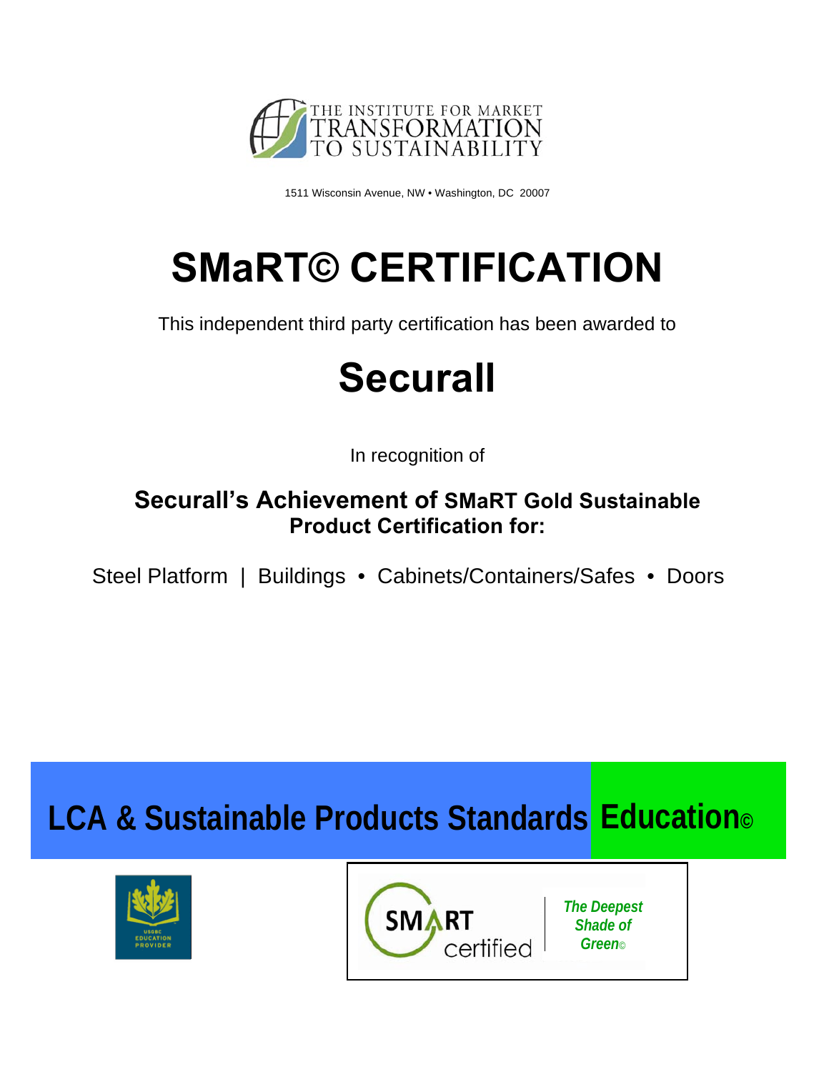THE INSTITUTE FOR MARKET TRANSFORMATION TO SUSTAINABILITY

1511 Wisconsin Avenue, NW • Washington, DC 20007

# SMaRT© CERTIFICATION

This independent third party certification has been awarded to

# Securall

In recognition of

**Securall's Achievement of SMaRT Gold Sustainable Product Certification for:**

Steel Platform | Buildings • Cabinets/Containers/Safes • Doors

**LCA & Sustainable Products Standards Education©**

USGBC EDUCATION PROVIDER

SMART certified

*The Deepest Shade of Green©*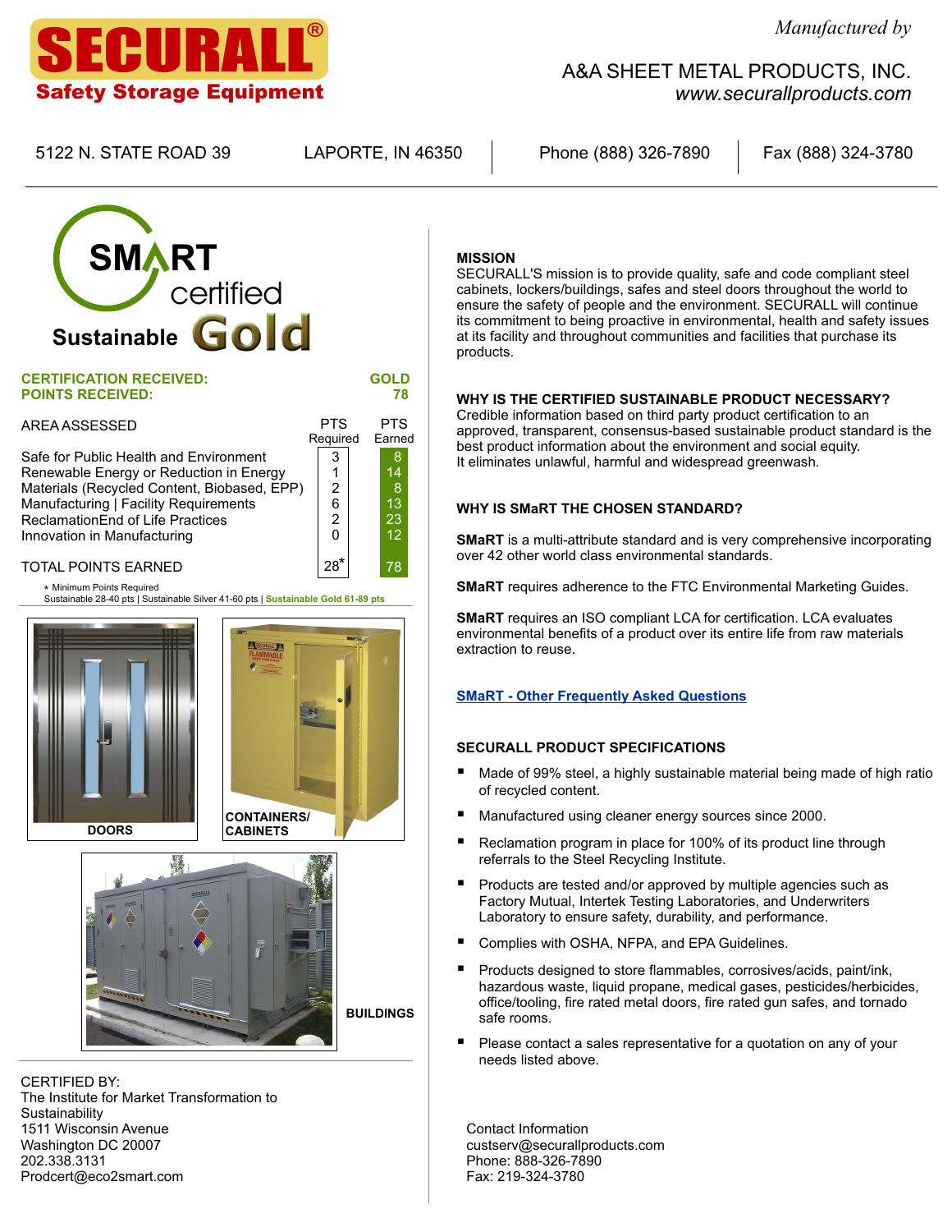# SECURALL®

**Safety Storage Equipment**

*Manufactured by*

A&A SHEET METAL PRODUCTS, INC.
*www.securallproducts.com*

5122 N. STATE ROAD 39 | LAPORTE, IN 46350 | Phone (888) 326-7890 | Fax (888) 324-3780

## SMaRT certified Sustainable Gold

**CERTIFICATION RECEIVED: GOLD**
**POINTS RECEIVED: 78**

| AREA ASSESSED | PTS Required | PTS Earned |
|---|---|---|
| Safe for Public Health and Environment | 3 | 8 |
| Renewable Energy or Reduction in Energy | 1 | 14 |
| Materials (Recycled Content, Biobased, EPP) | 2 | 8 |
| Manufacturing \| Facility Requirements | 6 | 13 |
| ReclamationEnd of Life Practices | 2 | 23 |
| Innovation in Manufacturing | 0 | 12 |
| TOTAL POINTS EARNED | 28* | 78 |

\* Minimum Points Required
Sustainable 28-40 pts | Sustainable Silver 41-60 pts | **Sustainable Gold 61-89 pts**

DOORS

CONTAINERS/ CABINETS

BUILDINGS

CERTIFIED BY:
The Institute for Market Transformation to Sustainability
1511 Wisconsin Avenue
Washington DC 20007
202.338.3131
Prodcert@eco2smart.com

### MISSION

SECURALL'S mission is to provide quality, safe and code compliant steel cabinets, lockers/buildings, safes and steel doors throughout the world to ensure the safety of people and the environment. SECURALL will continue its commitment to being proactive in environmental, health and safety issues at its facility and throughout communities and facilities that purchase its products.

### WHY IS THE CERTIFIED SUSTAINABLE PRODUCT NECESSARY?

Credible information based on third party product certification to an approved, transparent, consensus-based sustainable product standard is the best product information about the environment and social equity.
It eliminates unlawful, harmful and widespread greenwash.

### WHY IS SMaRT THE CHOSEN STANDARD?

**SMaRT** is a multi-attribute standard and is very comprehensive incorporating over 42 other world class environmental standards.

**SMaRT** requires adherence to the FTC Environmental Marketing Guides.

**SMaRT** requires an ISO compliant LCA for certification. LCA evaluates environmental benefits of a product over its entire life from raw materials extraction to reuse.

**SMaRT - Other Frequently Asked Questions**

### SECURALL PRODUCT SPECIFICATIONS

- Made of 99% steel, a highly sustainable material being made of high ratio of recycled content.
- Manufactured using cleaner energy sources since 2000.
- Reclamation program in place for 100% of its product line through referrals to the Steel Recycling Institute.
- Products are tested and/or approved by multiple agencies such as Factory Mutual, Intertek Testing Laboratories, and Underwriters Laboratory to ensure safety, durability, and performance.
- Complies with OSHA, NFPA, and EPA Guidelines.
- Products designed to store flammables, corrosives/acids, paint/ink, hazardous waste, liquid propane, medical gases, pesticides/herbicides, office/tooling, fire rated metal doors, fire rated gun safes, and tornado safe rooms.
- Please contact a sales representative for a quotation on any of your needs listed above.

Contact Information
custserv@securallproducts.com
Phone: 888-326-7890
Fax: 219-324-3780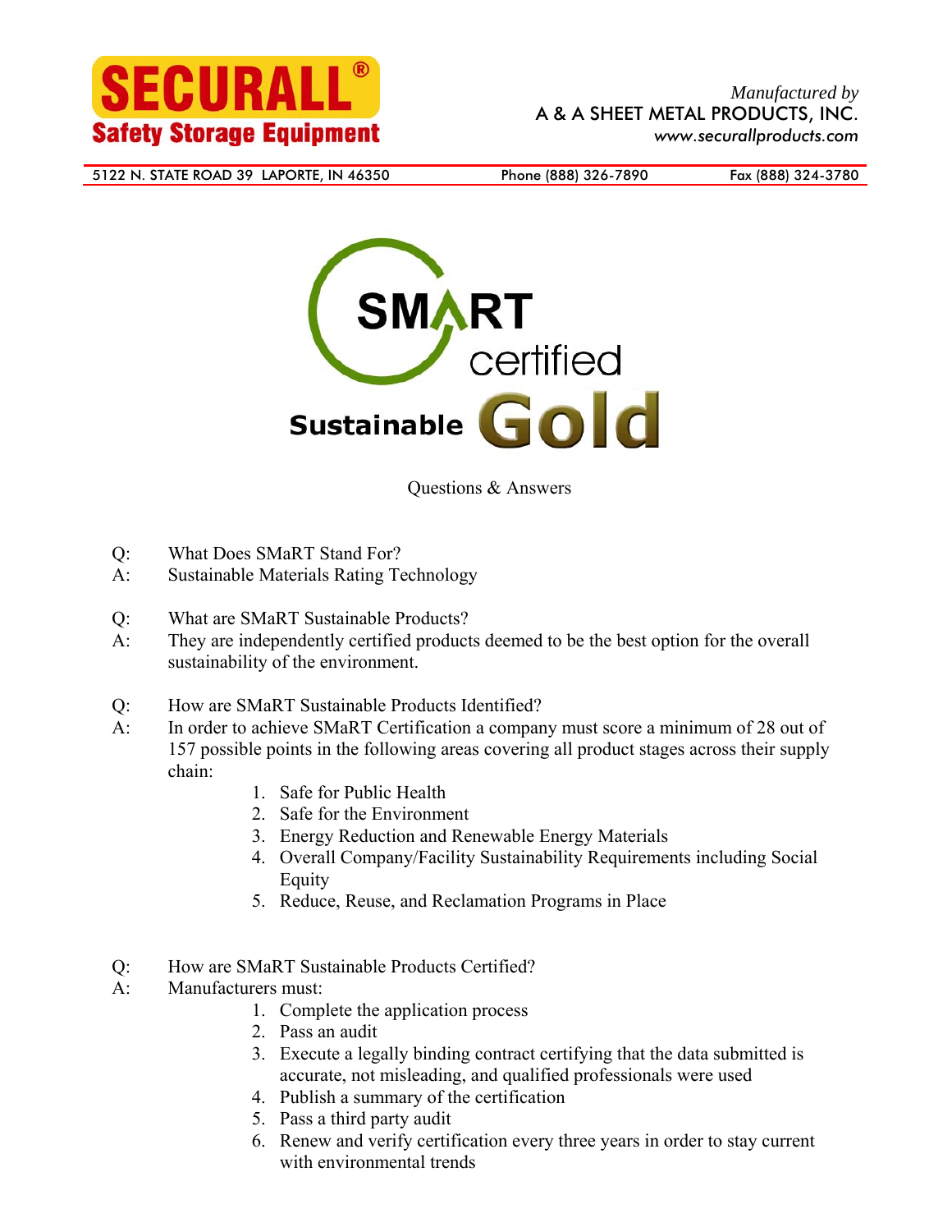# SMaRT certified Sustainable Gold

Questions & Answers

Q: What Does SMaRT Stand For?
A: Sustainable Materials Rating Technology

Q: What are SMaRT Sustainable Products?
A: They are independently certified products deemed to be the best option for the overall sustainability of the environment.

Q: How are SMaRT Sustainable Products Identified?
A: In order to achieve SMaRT Certification a company must score a minimum of 28 out of 157 possible points in the following areas covering all product stages across their supply chain:

1. Safe for Public Health
2. Safe for the Environment
3. Energy Reduction and Renewable Energy Materials
4. Overall Company/Facility Sustainability Requirements including Social Equity
5. Reduce, Reuse, and Reclamation Programs in Place

Q: How are SMaRT Sustainable Products Certified?
A: Manufacturers must:

1. Complete the application process
2. Pass an audit
3. Execute a legally binding contract certifying that the data submitted is accurate, not misleading, and qualified professionals were used
4. Publish a summary of the certification
5. Pass a third party audit
6. Renew and verify certification every three years in order to stay current with environmental trends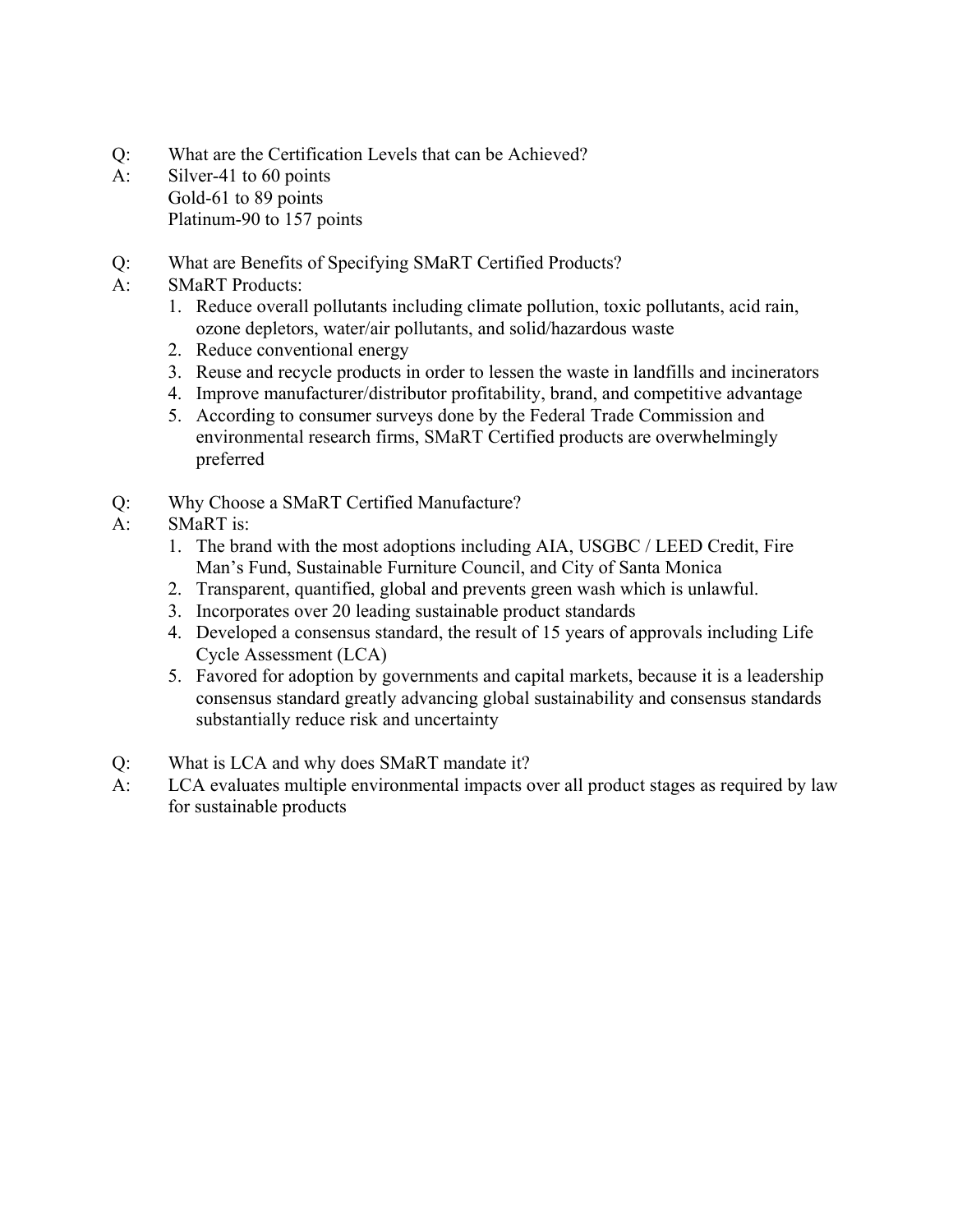Q: What are the Certification Levels that can be Achieved?

A: Silver-41 to 60 points
Gold-61 to 89 points
Platinum-90 to 157 points

Q: What are Benefits of Specifying SMaRT Certified Products?

A: SMaRT Products:

1. Reduce overall pollutants including climate pollution, toxic pollutants, acid rain, ozone depletors, water/air pollutants, and solid/hazardous waste
2. Reduce conventional energy
3. Reuse and recycle products in order to lessen the waste in landfills and incinerators
4. Improve manufacturer/distributor profitability, brand, and competitive advantage
5. According to consumer surveys done by the Federal Trade Commission and environmental research firms, SMaRT Certified products are overwhelmingly preferred

Q: Why Choose a SMaRT Certified Manufacture?

A: SMaRT is:

1. The brand with the most adoptions including AIA, USGBC / LEED Credit, Fire Man's Fund, Sustainable Furniture Council, and City of Santa Monica
2. Transparent, quantified, global and prevents green wash which is unlawful.
3. Incorporates over 20 leading sustainable product standards
4. Developed a consensus standard, the result of 15 years of approvals including Life Cycle Assessment (LCA)
5. Favored for adoption by governments and capital markets, because it is a leadership consensus standard greatly advancing global sustainability and consensus standards substantially reduce risk and uncertainty

Q: What is LCA and why does SMaRT mandate it?

A: LCA evaluates multiple environmental impacts over all product stages as required by law for sustainable products